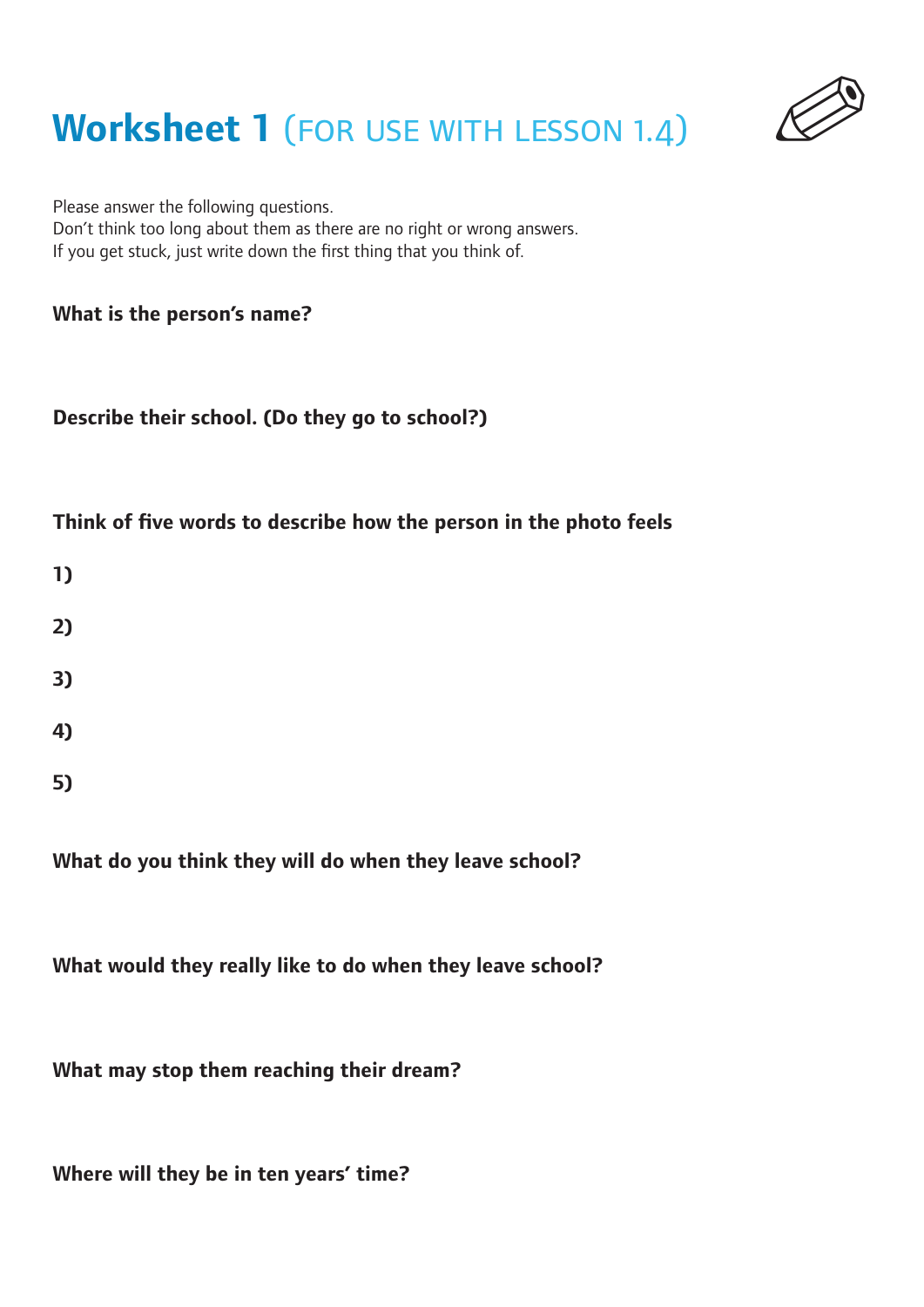# Worksheet 1 (FOR USE WITH LESSON 1.4)

Please answer the following questions.
Don't think too long about them as there are no right or wrong answers.
If you get stuck, just write down the first thing that you think of.

**What is the person's name?**

**Describe their school. (Do they go to school?)**

**Think of five words to describe how the person in the photo feels**

**1)**

**2)**

**3)**

**4)**

**5)**

**What do you think they will do when they leave school?**

**What would they really like to do when they leave school?**

**What may stop them reaching their dream?**

**Where will they be in ten years' time?**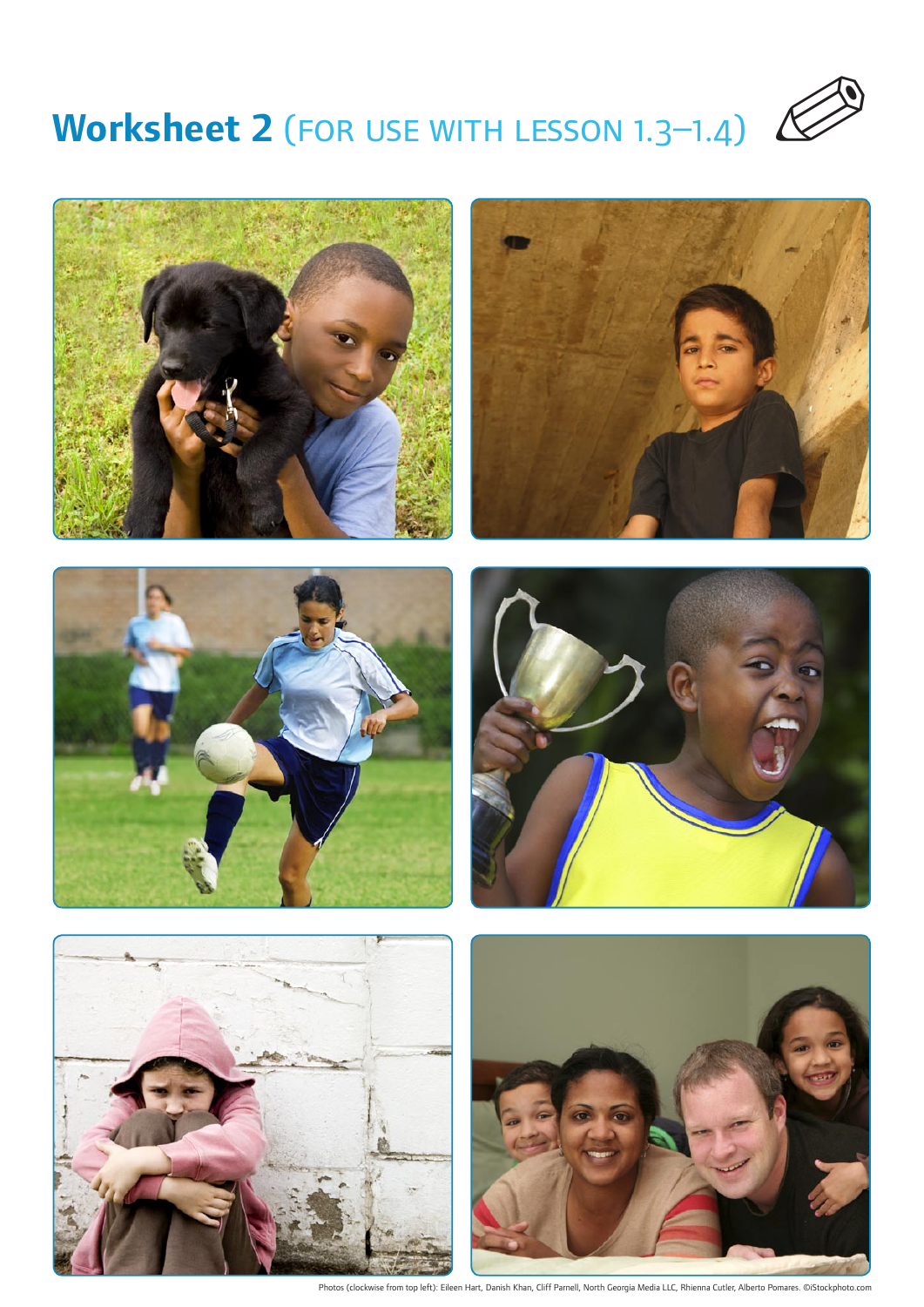# **Worksheet 2** (FOR USE WITH LESSON 1.3–1.4)

Photos (clockwise from top left): Eileen Hart, Danish Khan, Cliff Parnell, North Georgia Media LLC, Rhienna Cutler, Alberto Pomares. ©iStockphoto.com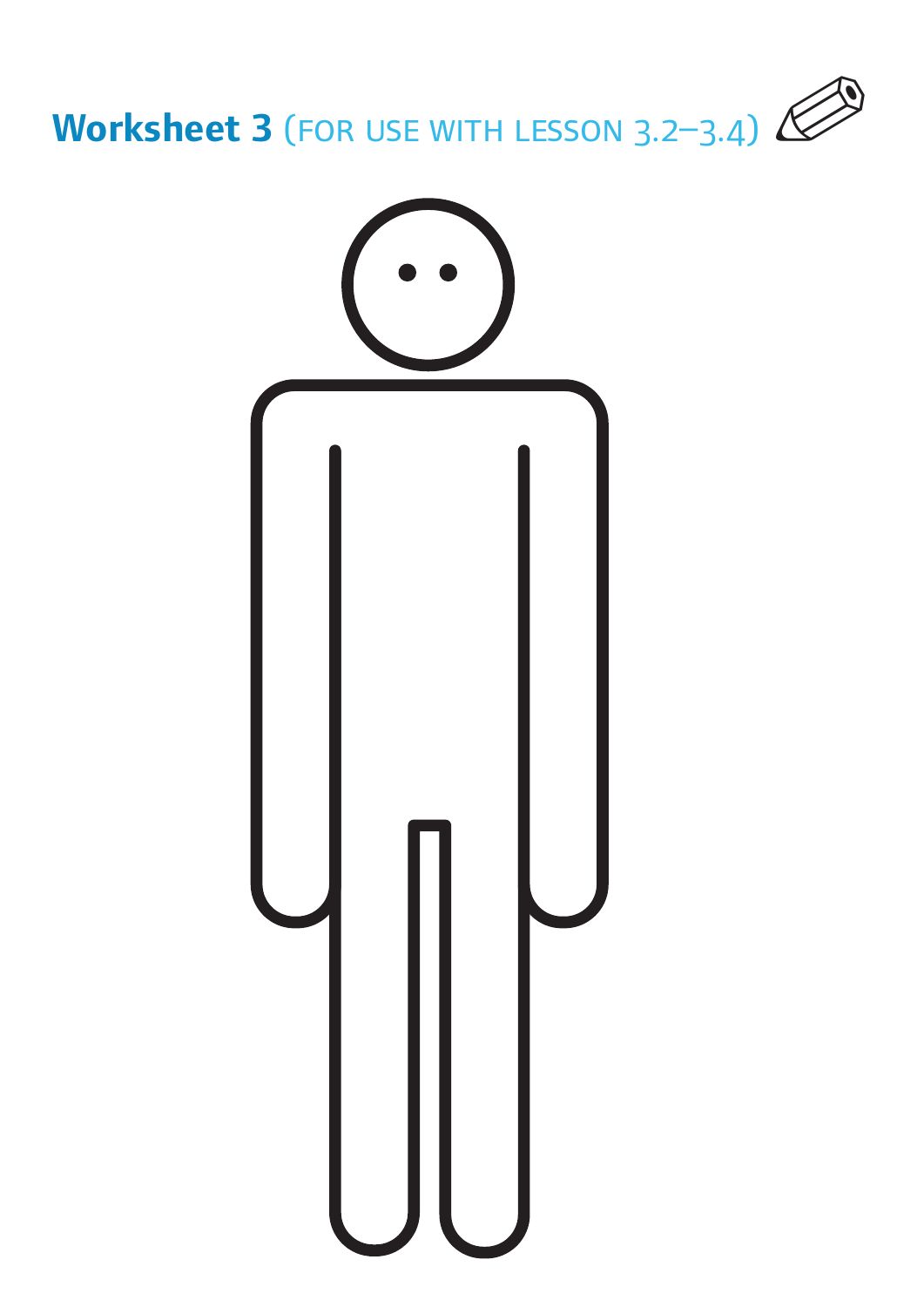# **Worksheet 3** (FOR USE WITH LESSON 3.2–3.4)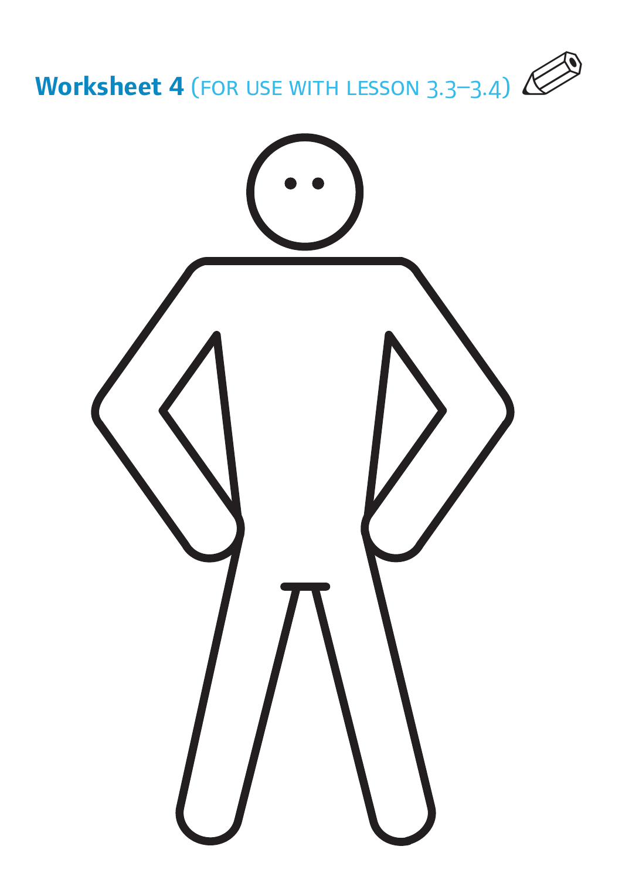# **Worksheet 4** (FOR USE WITH LESSON 3.3–3.4)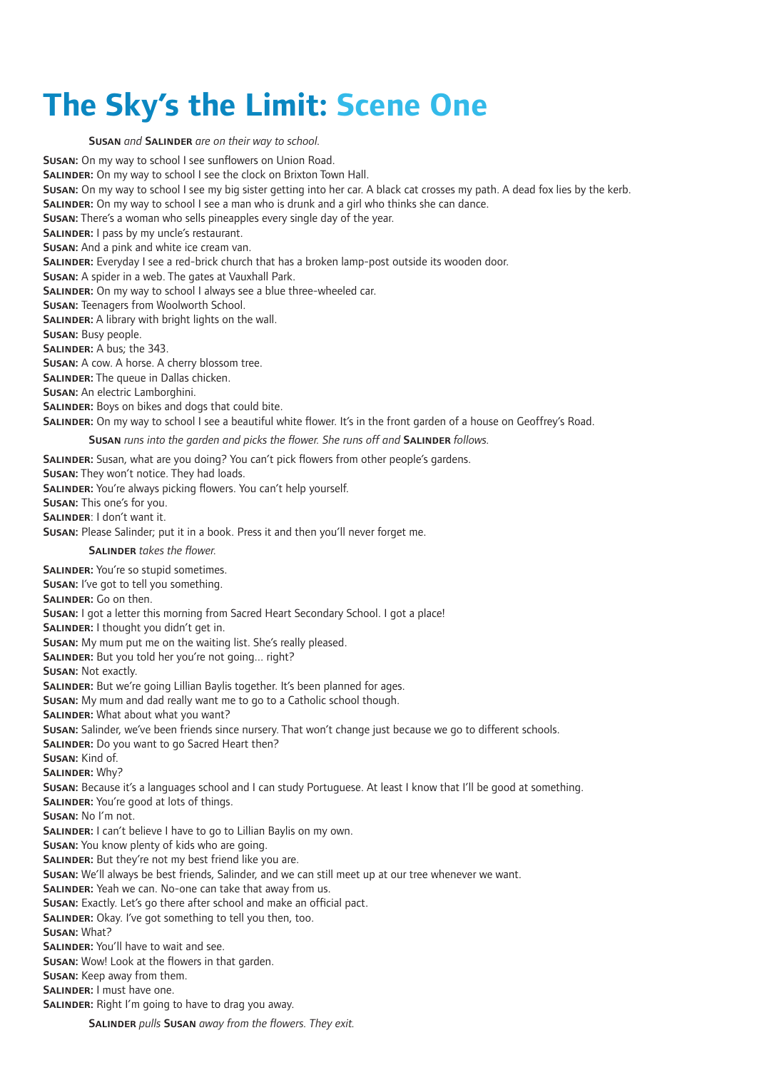# The Sky's the Limit: Scene One

*SUSAN and SALINDER are on their way to school.*

**SUSAN:** On my way to school I see sunflowers on Union Road.
**SALINDER:** On my way to school I see the clock on Brixton Town Hall.
**SUSAN:** On my way to school I see my big sister getting into her car. A black cat crosses my path. A dead fox lies by the kerb.
**SALINDER:** On my way to school I see a man who is drunk and a girl who thinks she can dance.
**SUSAN:** There's a woman who sells pineapples every single day of the year.
**SALINDER:** I pass by my uncle's restaurant.
**SUSAN:** And a pink and white ice cream van.
**SALINDER:** Everyday I see a red-brick church that has a broken lamp-post outside its wooden door.
**SUSAN:** A spider in a web. The gates at Vauxhall Park.
**SALINDER:** On my way to school I always see a blue three-wheeled car.
**SUSAN:** Teenagers from Woolworth School.
**SALINDER:** A library with bright lights on the wall.
**SUSAN:** Busy people.
**SALINDER:** A bus; the 343.
**SUSAN:** A cow. A horse. A cherry blossom tree.
**SALINDER:** The queue in Dallas chicken.
**SUSAN:** An electric Lamborghini.
**SALINDER:** Boys on bikes and dogs that could bite.
**SALINDER:** On my way to school I see a beautiful white flower. It's in the front garden of a house on Geoffrey's Road.

*SUSAN runs into the garden and picks the flower. She runs off and SALINDER follows.*

**SALINDER:** Susan, what are you doing? You can't pick flowers from other people's gardens.
**SUSAN:** They won't notice. They had loads.
**SALINDER:** You're always picking flowers. You can't help yourself.
**SUSAN:** This one's for you.
**SALINDER:** I don't want it.
**SUSAN:** Please Salinder; put it in a book. Press it and then you'll never forget me.

*SALINDER takes the flower.*

**SALINDER:** You're so stupid sometimes.
**SUSAN:** I've got to tell you something.
**SALINDER:** Go on then.
**SUSAN:** I got a letter this morning from Sacred Heart Secondary School. I got a place!
**SALINDER:** I thought you didn't get in.
**SUSAN:** My mum put me on the waiting list. She's really pleased.
**SALINDER:** But you told her you're not going... right?
**SUSAN:** Not exactly.
**SALINDER:** But we're going Lillian Baylis together. It's been planned for ages.
**SUSAN:** My mum and dad really want me to go to a Catholic school though.
**SALINDER:** What about what you want?
**SUSAN:** Salinder, we've been friends since nursery. That won't change just because we go to different schools.
**SALINDER:** Do you want to go Sacred Heart then?
**SUSAN:** Kind of.
**SALINDER:** Why?
**SUSAN:** Because it's a languages school and I can study Portuguese. At least I know that I'll be good at something.
**SALINDER:** You're good at lots of things.
**SUSAN:** No I'm not.
**SALINDER:** I can't believe I have to go to Lillian Baylis on my own.
**SUSAN:** You know plenty of kids who are going.
**SALINDER:** But they're not my best friend like you are.
**SUSAN:** We'll always be best friends, Salinder, and we can still meet up at our tree whenever we want.
**SALINDER:** Yeah we can. No-one can take that away from us.
**SUSAN:** Exactly. Let's go there after school and make an official pact.
**SALINDER:** Okay. I've got something to tell you then, too.
**SUSAN:** What?
**SALINDER:** You'll have to wait and see.
**SUSAN:** Wow! Look at the flowers in that garden.
**SUSAN:** Keep away from them.
**SALINDER:** I must have one.
**SALINDER:** Right I'm going to have to drag you away.

*SALINDER pulls SUSAN away from the flowers. They exit.*